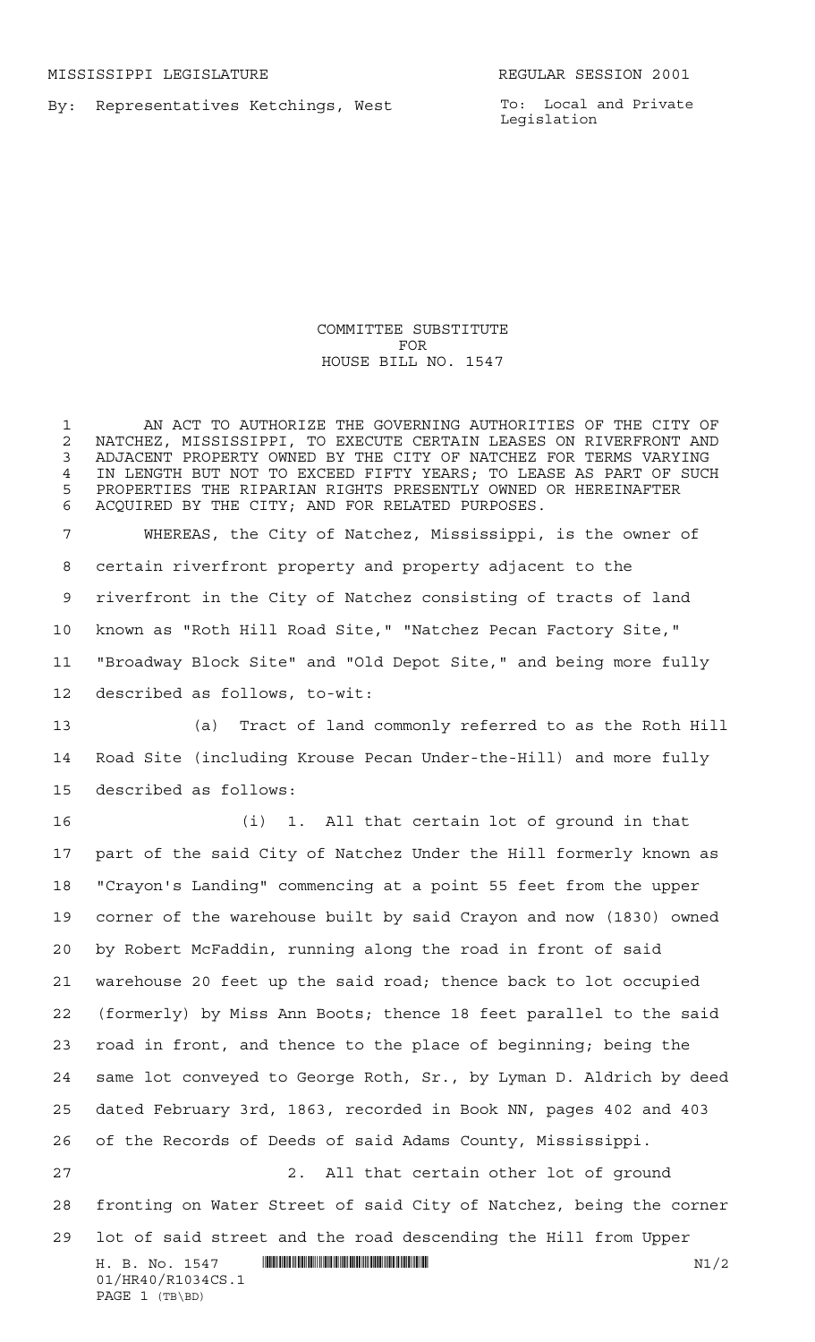MISSISSIPPI LEGISLATURE REGULAR SESSION 2001

By: Representatives Ketchings, West

To: Local and Private Legislation

COMMITTEE SUBSTITUTE
FOR
HOUSE BILL NO. 1547

AN ACT TO AUTHORIZE THE GOVERNING AUTHORITIES OF THE CITY OF NATCHEZ, MISSISSIPPI, TO EXECUTE CERTAIN LEASES ON RIVERFRONT AND ADJACENT PROPERTY OWNED BY THE CITY OF NATCHEZ FOR TERMS VARYING IN LENGTH BUT NOT TO EXCEED FIFTY YEARS; TO LEASE AS PART OF SUCH PROPERTIES THE RIPARIAN RIGHTS PRESENTLY OWNED OR HEREINAFTER ACQUIRED BY THE CITY; AND FOR RELATED PURPOSES.

WHEREAS, the City of Natchez, Mississippi, is the owner of certain riverfront property and property adjacent to the riverfront in the City of Natchez consisting of tracts of land known as "Roth Hill Road Site," "Natchez Pecan Factory Site," "Broadway Block Site" and "Old Depot Site," and being more fully described as follows, to-wit:

(a) Tract of land commonly referred to as the Roth Hill Road Site (including Krouse Pecan Under-the-Hill) and more fully described as follows:

(i) 1. All that certain lot of ground in that part of the said City of Natchez Under the Hill formerly known as "Crayon's Landing" commencing at a point 55 feet from the upper corner of the warehouse built by said Crayon and now (1830) owned by Robert McFaddin, running along the road in front of said warehouse 20 feet up the said road; thence back to lot occupied (formerly) by Miss Ann Boots; thence 18 feet parallel to the said road in front, and thence to the place of beginning; being the same lot conveyed to George Roth, Sr., by Lyman D. Aldrich by deed dated February 3rd, 1863, recorded in Book NN, pages 402 and 403 of the Records of Deeds of said Adams County, Mississippi.

2. All that certain other lot of ground fronting on Water Street of said City of Natchez, being the corner lot of said street and the road descending the Hill from Upper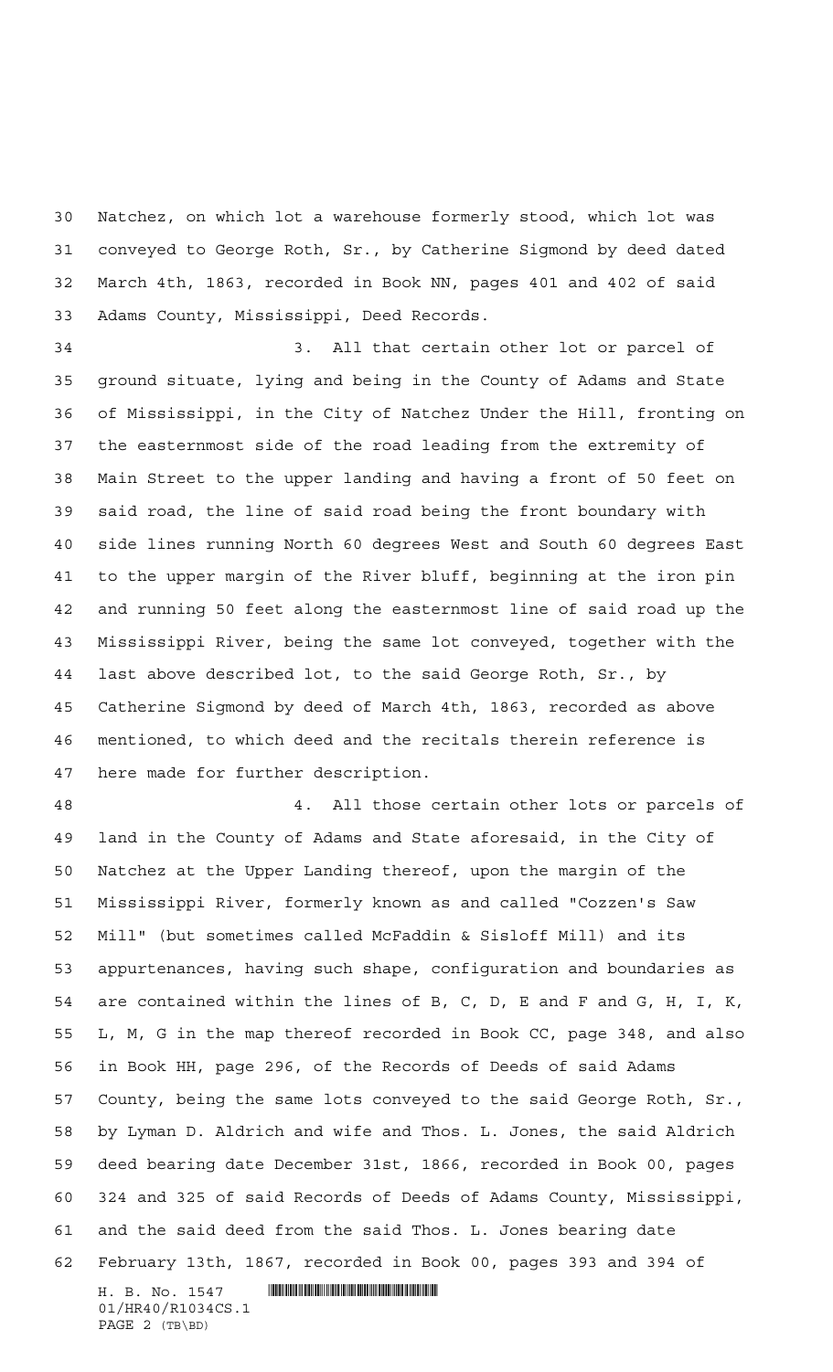Natchez, on which lot a warehouse formerly stood, which lot was conveyed to George Roth, Sr., by Catherine Sigmond by deed dated March 4th, 1863, recorded in Book NN, pages 401 and 402 of said Adams County, Mississippi, Deed Records.

3. All that certain other lot or parcel of ground situate, lying and being in the County of Adams and State of Mississippi, in the City of Natchez Under the Hill, fronting on the easternmost side of the road leading from the extremity of Main Street to the upper landing and having a front of 50 feet on said road, the line of said road being the front boundary with side lines running North 60 degrees West and South 60 degrees East to the upper margin of the River bluff, beginning at the iron pin and running 50 feet along the easternmost line of said road up the Mississippi River, being the same lot conveyed, together with the last above described lot, to the said George Roth, Sr., by Catherine Sigmond by deed of March 4th, 1863, recorded as above mentioned, to which deed and the recitals therein reference is here made for further description.

4. All those certain other lots or parcels of land in the County of Adams and State aforesaid, in the City of Natchez at the Upper Landing thereof, upon the margin of the Mississippi River, formerly known as and called "Cozzen's Saw Mill" (but sometimes called McFaddin & Sisloff Mill) and its appurtenances, having such shape, configuration and boundaries as are contained within the lines of B, C, D, E and F and G, H, I, K, L, M, G in the map thereof recorded in Book CC, page 348, and also in Book HH, page 296, of the Records of Deeds of said Adams County, being the same lots conveyed to the said George Roth, Sr., by Lyman D. Aldrich and wife and Thos. L. Jones, the said Aldrich deed bearing date December 31st, 1866, recorded in Book 00, pages 324 and 325 of said Records of Deeds of Adams County, Mississippi, and the said deed from the said Thos. L. Jones bearing date February 13th, 1867, recorded in Book 00, pages 393 and 394 of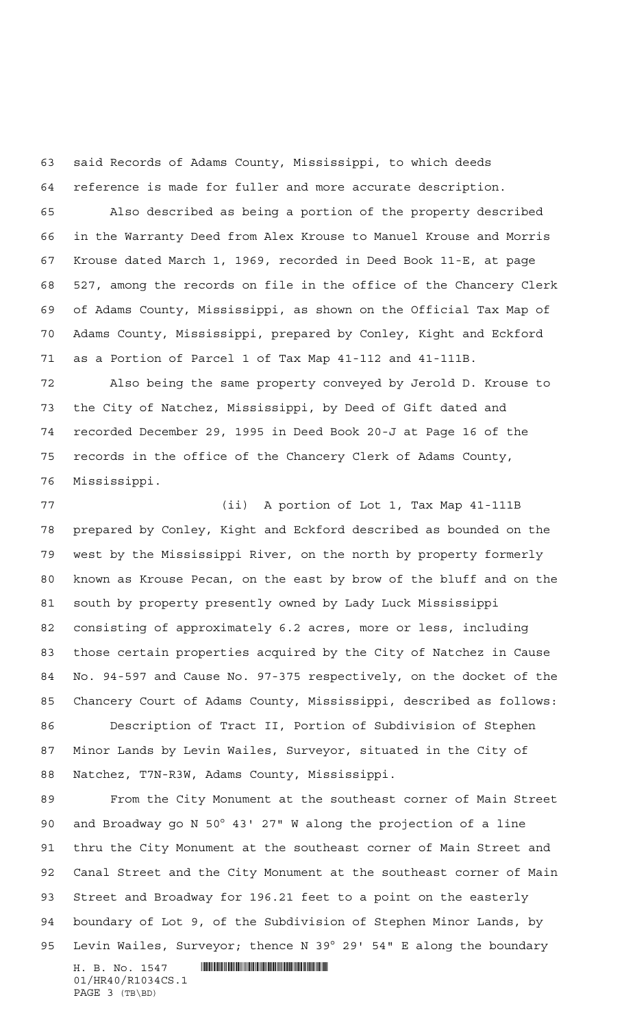said Records of Adams County, Mississippi, to which deeds reference is made for fuller and more accurate description.

Also described as being a portion of the property described in the Warranty Deed from Alex Krouse to Manuel Krouse and Morris Krouse dated March 1, 1969, recorded in Deed Book 11-E, at page 527, among the records on file in the office of the Chancery Clerk of Adams County, Mississippi, as shown on the Official Tax Map of Adams County, Mississippi, prepared by Conley, Kight and Eckford as a Portion of Parcel 1 of Tax Map 41-112 and 41-111B.

Also being the same property conveyed by Jerold D. Krouse to the City of Natchez, Mississippi, by Deed of Gift dated and recorded December 29, 1995 in Deed Book 20-J at Page 16 of the records in the office of the Chancery Clerk of Adams County, Mississippi.

(ii) A portion of Lot 1, Tax Map 41-111B prepared by Conley, Kight and Eckford described as bounded on the west by the Mississippi River, on the north by property formerly known as Krouse Pecan, on the east by brow of the bluff and on the south by property presently owned by Lady Luck Mississippi consisting of approximately 6.2 acres, more or less, including those certain properties acquired by the City of Natchez in Cause No. 94-597 and Cause No. 97-375 respectively, on the docket of the Chancery Court of Adams County, Mississippi, described as follows:

Description of Tract II, Portion of Subdivision of Stephen Minor Lands by Levin Wailes, Surveyor, situated in the City of Natchez, T7N-R3W, Adams County, Mississippi.

From the City Monument at the southeast corner of Main Street and Broadway go N 50° 43' 27" W along the projection of a line thru the City Monument at the southeast corner of Main Street and Canal Street and the City Monument at the southeast corner of Main Street and Broadway for 196.21 feet to a point on the easterly boundary of Lot 9, of the Subdivision of Stephen Minor Lands, by Levin Wailes, Surveyor; thence N 39° 29' 54" E along the boundary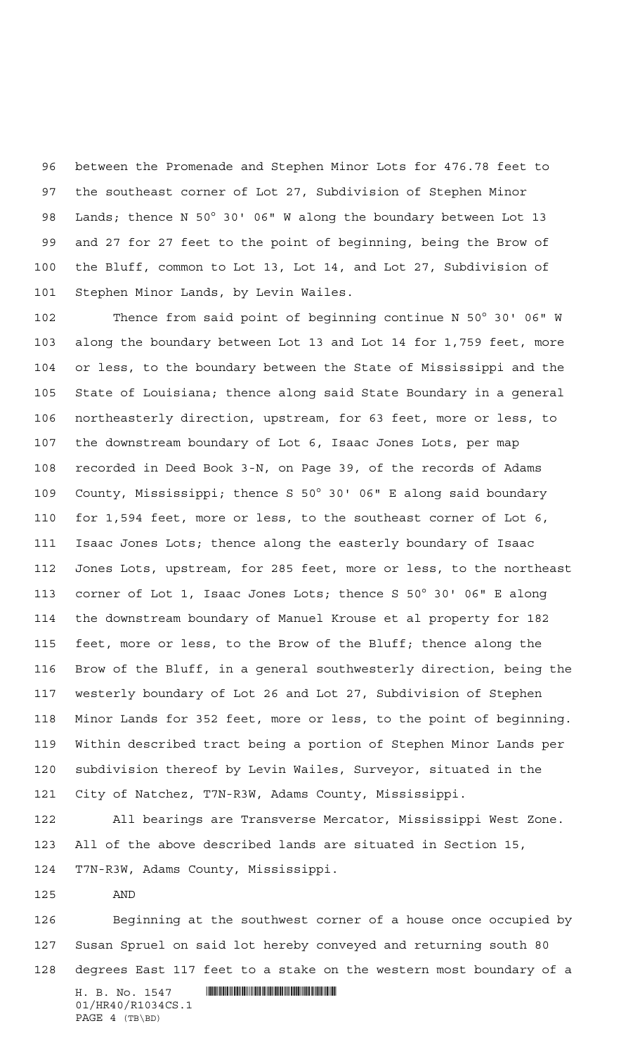between the Promenade and Stephen Minor Lots for 476.78 feet to the southeast corner of Lot 27, Subdivision of Stephen Minor Lands; thence N 50° 30' 06" W along the boundary between Lot 13 and 27 for 27 feet to the point of beginning, being the Brow of the Bluff, common to Lot 13, Lot 14, and Lot 27, Subdivision of Stephen Minor Lands, by Levin Wailes.

Thence from said point of beginning continue N 50° 30' 06" W along the boundary between Lot 13 and Lot 14 for 1,759 feet, more or less, to the boundary between the State of Mississippi and the State of Louisiana; thence along said State Boundary in a general northeasterly direction, upstream, for 63 feet, more or less, to the downstream boundary of Lot 6, Isaac Jones Lots, per map recorded in Deed Book 3-N, on Page 39, of the records of Adams County, Mississippi; thence S 50° 30' 06" E along said boundary for 1,594 feet, more or less, to the southeast corner of Lot 6, Isaac Jones Lots; thence along the easterly boundary of Isaac Jones Lots, upstream, for 285 feet, more or less, to the northeast corner of Lot 1, Isaac Jones Lots; thence S 50° 30' 06" E along the downstream boundary of Manuel Krouse et al property for 182 feet, more or less, to the Brow of the Bluff; thence along the Brow of the Bluff, in a general southwesterly direction, being the westerly boundary of Lot 26 and Lot 27, Subdivision of Stephen Minor Lands for 352 feet, more or less, to the point of beginning. Within described tract being a portion of Stephen Minor Lands per subdivision thereof by Levin Wailes, Surveyor, situated in the City of Natchez, T7N-R3W, Adams County, Mississippi.

All bearings are Transverse Mercator, Mississippi West Zone. All of the above described lands are situated in Section 15, T7N-R3W, Adams County, Mississippi.

AND

Beginning at the southwest corner of a house once occupied by Susan Spruel on said lot hereby conveyed and returning south 80 degrees East 117 feet to a stake on the western most boundary of a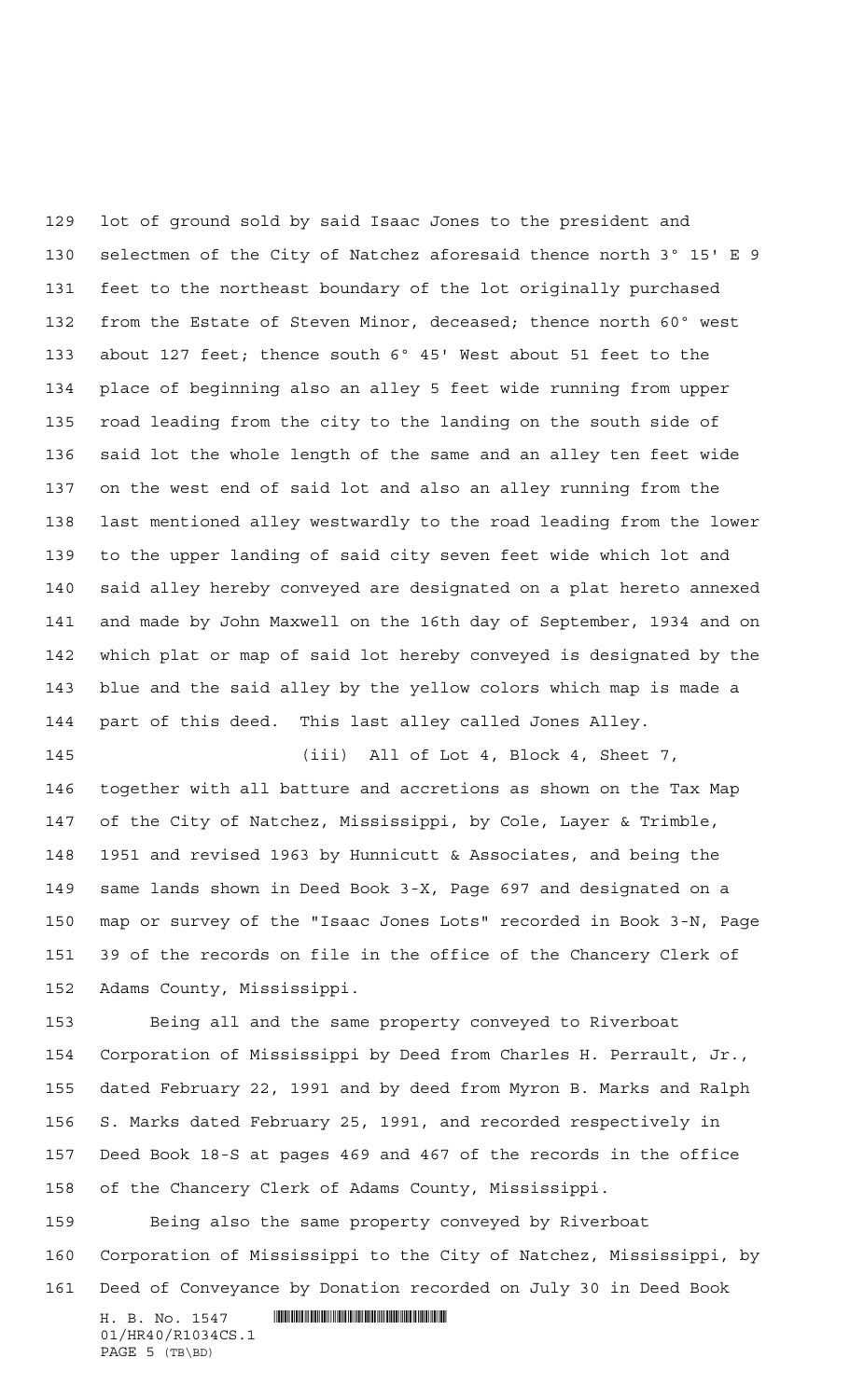lot of ground sold by said Isaac Jones to the president and selectmen of the City of Natchez aforesaid thence north 3° 15' E 9 feet to the northeast boundary of the lot originally purchased from the Estate of Steven Minor, deceased; thence north 60° west about 127 feet; thence south 6° 45' West about 51 feet to the place of beginning also an alley 5 feet wide running from upper road leading from the city to the landing on the south side of said lot the whole length of the same and an alley ten feet wide on the west end of said lot and also an alley running from the last mentioned alley westwardly to the road leading from the lower to the upper landing of said city seven feet wide which lot and said alley hereby conveyed are designated on a plat hereto annexed and made by John Maxwell on the 16th day of September, 1934 and on which plat or map of said lot hereby conveyed is designated by the blue and the said alley by the yellow colors which map is made a part of this deed. This last alley called Jones Alley.

(iii) All of Lot 4, Block 4, Sheet 7, together with all batture and accretions as shown on the Tax Map of the City of Natchez, Mississippi, by Cole, Layer & Trimble, 1951 and revised 1963 by Hunnicutt & Associates, and being the same lands shown in Deed Book 3-X, Page 697 and designated on a map or survey of the "Isaac Jones Lots" recorded in Book 3-N, Page 39 of the records on file in the office of the Chancery Clerk of Adams County, Mississippi.

Being all and the same property conveyed to Riverboat Corporation of Mississippi by Deed from Charles H. Perrault, Jr., dated February 22, 1991 and by deed from Myron B. Marks and Ralph S. Marks dated February 25, 1991, and recorded respectively in Deed Book 18-S at pages 469 and 467 of the records in the office of the Chancery Clerk of Adams County, Mississippi.

Being also the same property conveyed by Riverboat Corporation of Mississippi to the City of Natchez, Mississippi, by Deed of Conveyance by Donation recorded on July 30 in Deed Book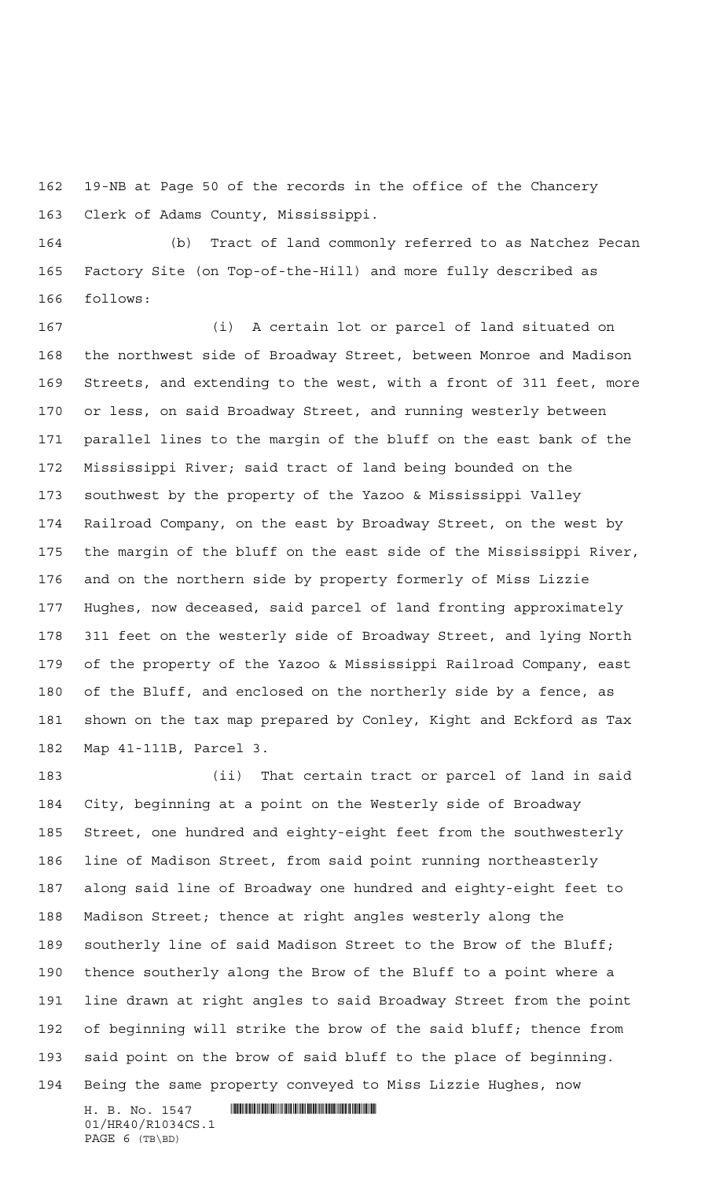19-NB at Page 50 of the records in the office of the Chancery Clerk of Adams County, Mississippi.

(b) Tract of land commonly referred to as Natchez Pecan Factory Site (on Top-of-the-Hill) and more fully described as follows:

(i) A certain lot or parcel of land situated on the northwest side of Broadway Street, between Monroe and Madison Streets, and extending to the west, with a front of 311 feet, more or less, on said Broadway Street, and running westerly between parallel lines to the margin of the bluff on the east bank of the Mississippi River; said tract of land being bounded on the southwest by the property of the Yazoo & Mississippi Valley Railroad Company, on the east by Broadway Street, on the west by the margin of the bluff on the east side of the Mississippi River, and on the northern side by property formerly of Miss Lizzie Hughes, now deceased, said parcel of land fronting approximately 311 feet on the westerly side of Broadway Street, and lying North of the property of the Yazoo & Mississippi Railroad Company, east of the Bluff, and enclosed on the northerly side by a fence, as shown on the tax map prepared by Conley, Kight and Eckford as Tax Map 41-111B, Parcel 3.

(ii) That certain tract or parcel of land in said City, beginning at a point on the Westerly side of Broadway Street, one hundred and eighty-eight feet from the southwesterly line of Madison Street, from said point running northeasterly along said line of Broadway one hundred and eighty-eight feet to Madison Street; thence at right angles westerly along the southerly line of said Madison Street to the Brow of the Bluff; thence southerly along the Brow of the Bluff to a point where a line drawn at right angles to said Broadway Street from the point of beginning will strike the brow of the said bluff; thence from said point on the brow of said bluff to the place of beginning. Being the same property conveyed to Miss Lizzie Hughes, now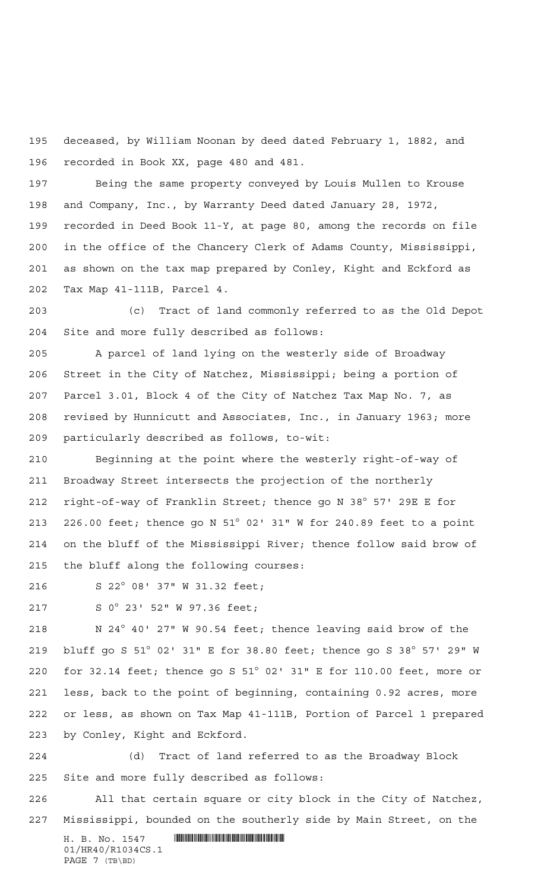deceased, by William Noonan by deed dated February 1, 1882, and recorded in Book XX, page 480 and 481.

Being the same property conveyed by Louis Mullen to Krouse and Company, Inc., by Warranty Deed dated January 28, 1972, recorded in Deed Book 11-Y, at page 80, among the records on file in the office of the Chancery Clerk of Adams County, Mississippi, as shown on the tax map prepared by Conley, Kight and Eckford as Tax Map 41-111B, Parcel 4.

(c) Tract of land commonly referred to as the Old Depot Site and more fully described as follows:

A parcel of land lying on the westerly side of Broadway Street in the City of Natchez, Mississippi; being a portion of Parcel 3.01, Block 4 of the City of Natchez Tax Map No. 7, as revised by Hunnicutt and Associates, Inc., in January 1963; more particularly described as follows, to-wit:

Beginning at the point where the westerly right-of-way of Broadway Street intersects the projection of the northerly right-of-way of Franklin Street; thence go N 38° 57' 29E E for 226.00 feet; thence go N 51° 02' 31" W for 240.89 feet to a point on the bluff of the Mississippi River; thence follow said brow of the bluff along the following courses:

S 22° 08' 37" W 31.32 feet;

S 0° 23' 52" W 97.36 feet;

N 24° 40' 27" W 90.54 feet; thence leaving said brow of the bluff go S 51° 02' 31" E for 38.80 feet; thence go S 38° 57' 29" W for 32.14 feet; thence go S 51° 02' 31" E for 110.00 feet, more or less, back to the point of beginning, containing 0.92 acres, more or less, as shown on Tax Map 41-111B, Portion of Parcel 1 prepared by Conley, Kight and Eckford.

(d) Tract of land referred to as the Broadway Block Site and more fully described as follows:

All that certain square or city block in the City of Natchez, Mississippi, bounded on the southerly side by Main Street, on the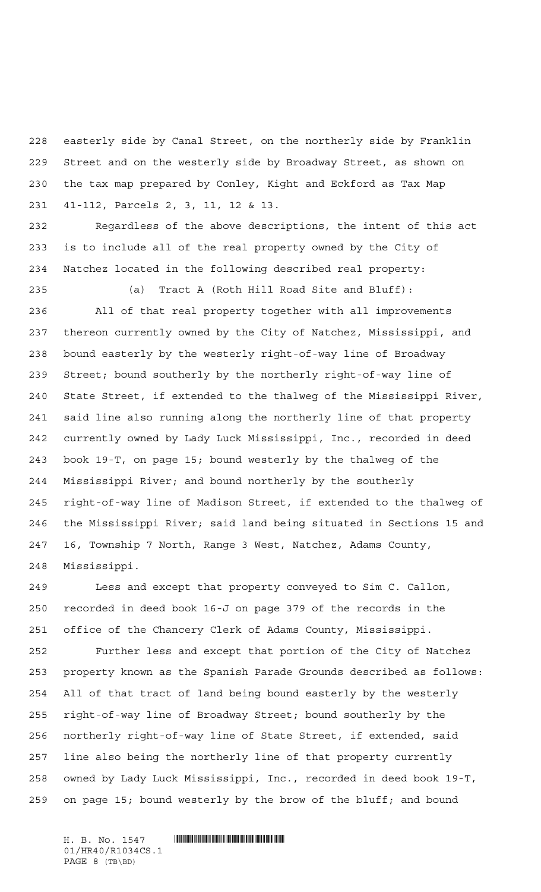easterly side by Canal Street, on the northerly side by Franklin Street and on the westerly side by Broadway Street, as shown on the tax map prepared by Conley, Kight and Eckford as Tax Map 41-112, Parcels 2, 3, 11, 12 & 13.

Regardless of the above descriptions, the intent of this act is to include all of the real property owned by the City of Natchez located in the following described real property:

(a) Tract A (Roth Hill Road Site and Bluff):

All of that real property together with all improvements thereon currently owned by the City of Natchez, Mississippi, and bound easterly by the westerly right-of-way line of Broadway Street; bound southerly by the northerly right-of-way line of State Street, if extended to the thalweg of the Mississippi River, said line also running along the northerly line of that property currently owned by Lady Luck Mississippi, Inc., recorded in deed book 19-T, on page 15; bound westerly by the thalweg of the Mississippi River; and bound northerly by the southerly right-of-way line of Madison Street, if extended to the thalweg of the Mississippi River; said land being situated in Sections 15 and 16, Township 7 North, Range 3 West, Natchez, Adams County, Mississippi.

Less and except that property conveyed to Sim C. Callon, recorded in deed book 16-J on page 379 of the records in the office of the Chancery Clerk of Adams County, Mississippi.

Further less and except that portion of the City of Natchez property known as the Spanish Parade Grounds described as follows: All of that tract of land being bound easterly by the westerly right-of-way line of Broadway Street; bound southerly by the northerly right-of-way line of State Street, if extended, said line also being the northerly line of that property currently owned by Lady Luck Mississippi, Inc., recorded in deed book 19-T, on page 15; bound westerly by the brow of the bluff; and bound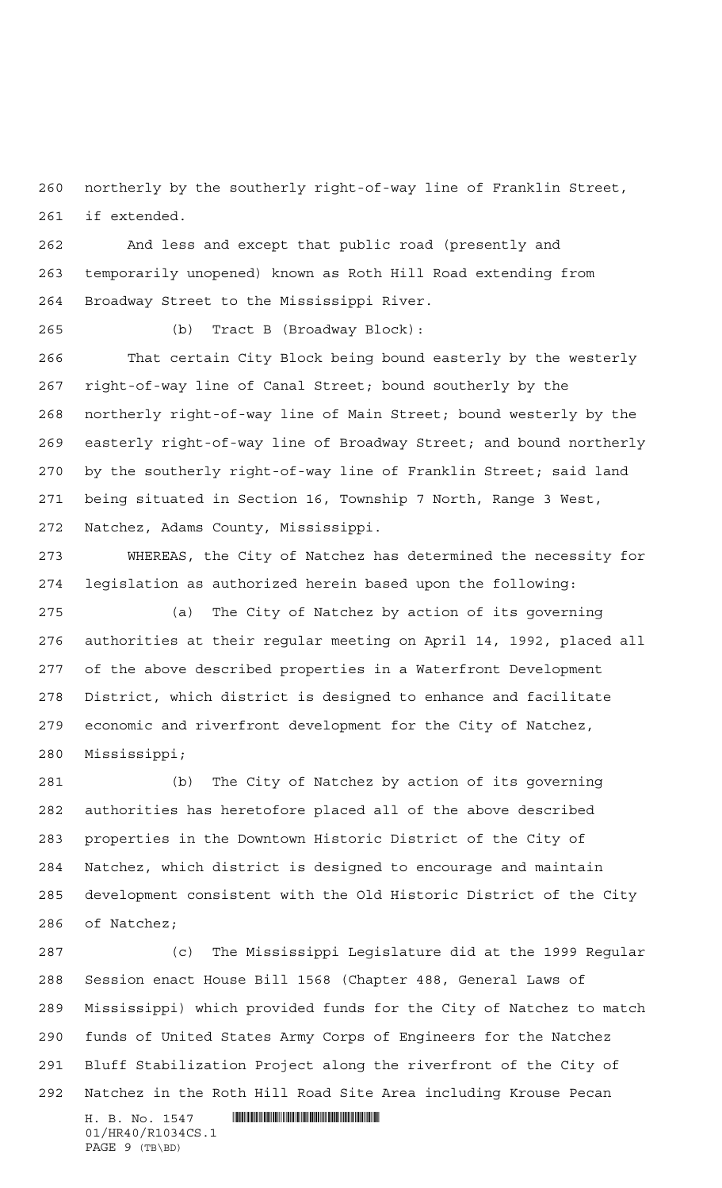northerly by the southerly right-of-way line of Franklin Street, if extended.

And less and except that public road (presently and temporarily unopened) known as Roth Hill Road extending from Broadway Street to the Mississippi River.

(b) Tract B (Broadway Block):

That certain City Block being bound easterly by the westerly right-of-way line of Canal Street; bound southerly by the northerly right-of-way line of Main Street; bound westerly by the easterly right-of-way line of Broadway Street; and bound northerly by the southerly right-of-way line of Franklin Street; said land being situated in Section 16, Township 7 North, Range 3 West, Natchez, Adams County, Mississippi.

WHEREAS, the City of Natchez has determined the necessity for legislation as authorized herein based upon the following:

(a) The City of Natchez by action of its governing authorities at their regular meeting on April 14, 1992, placed all of the above described properties in a Waterfront Development District, which district is designed to enhance and facilitate economic and riverfront development for the City of Natchez, Mississippi;

(b) The City of Natchez by action of its governing authorities has heretofore placed all of the above described properties in the Downtown Historic District of the City of Natchez, which district is designed to encourage and maintain development consistent with the Old Historic District of the City of Natchez;

(c) The Mississippi Legislature did at the 1999 Regular Session enact House Bill 1568 (Chapter 488, General Laws of Mississippi) which provided funds for the City of Natchez to match funds of United States Army Corps of Engineers for the Natchez Bluff Stabilization Project along the riverfront of the City of Natchez in the Roth Hill Road Site Area including Krouse Pecan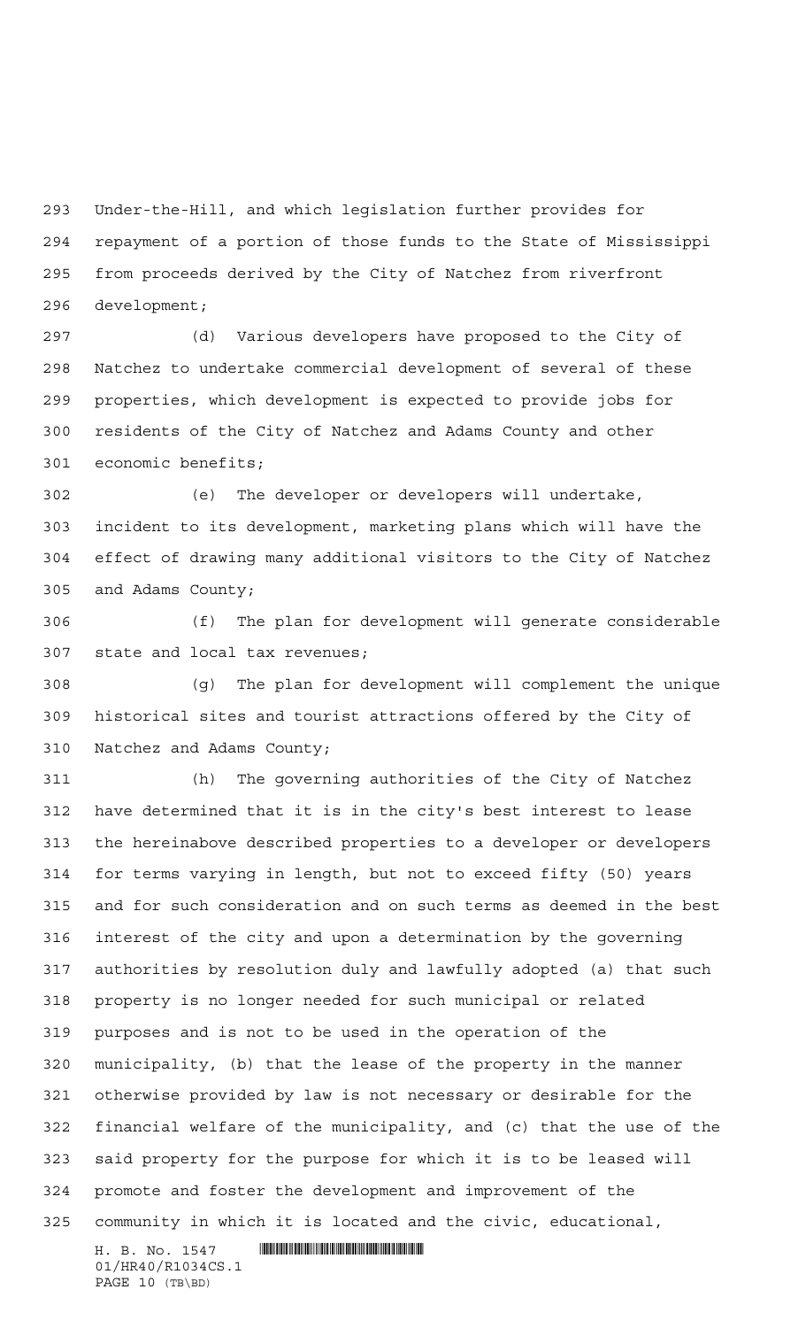Under-the-Hill, and which legislation further provides for repayment of a portion of those funds to the State of Mississippi from proceeds derived by the City of Natchez from riverfront development;

(d) Various developers have proposed to the City of Natchez to undertake commercial development of several of these properties, which development is expected to provide jobs for residents of the City of Natchez and Adams County and other economic benefits;

(e) The developer or developers will undertake, incident to its development, marketing plans which will have the effect of drawing many additional visitors to the City of Natchez and Adams County;

(f) The plan for development will generate considerable state and local tax revenues;

(g) The plan for development will complement the unique historical sites and tourist attractions offered by the City of Natchez and Adams County;

(h) The governing authorities of the City of Natchez have determined that it is in the city's best interest to lease the hereinabove described properties to a developer or developers for terms varying in length, but not to exceed fifty (50) years and for such consideration and on such terms as deemed in the best interest of the city and upon a determination by the governing authorities by resolution duly and lawfully adopted (a) that such property is no longer needed for such municipal or related purposes and is not to be used in the operation of the municipality, (b) that the lease of the property in the manner otherwise provided by law is not necessary or desirable for the financial welfare of the municipality, and (c) that the use of the said property for the purpose for which it is to be leased will promote and foster the development and improvement of the community in which it is located and the civic, educational,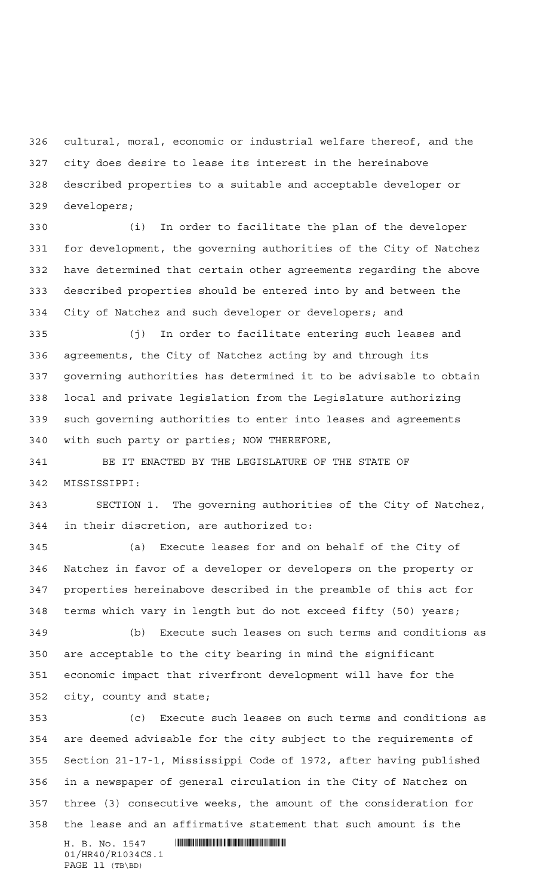cultural, moral, economic or industrial welfare thereof, and the city does desire to lease its interest in the hereinabove described properties to a suitable and acceptable developer or developers;

(i) In order to facilitate the plan of the developer for development, the governing authorities of the City of Natchez have determined that certain other agreements regarding the above described properties should be entered into by and between the City of Natchez and such developer or developers; and

(j) In order to facilitate entering such leases and agreements, the City of Natchez acting by and through its governing authorities has determined it to be advisable to obtain local and private legislation from the Legislature authorizing such governing authorities to enter into leases and agreements with such party or parties; NOW THEREFORE,

BE IT ENACTED BY THE LEGISLATURE OF THE STATE OF MISSISSIPPI:

SECTION 1. The governing authorities of the City of Natchez, in their discretion, are authorized to:

(a) Execute leases for and on behalf of the City of Natchez in favor of a developer or developers on the property or properties hereinabove described in the preamble of this act for terms which vary in length but do not exceed fifty (50) years;

(b) Execute such leases on such terms and conditions as are acceptable to the city bearing in mind the significant economic impact that riverfront development will have for the city, county and state;

(c) Execute such leases on such terms and conditions as are deemed advisable for the city subject to the requirements of Section 21-17-1, Mississippi Code of 1972, after having published in a newspaper of general circulation in the City of Natchez on three (3) consecutive weeks, the amount of the consideration for the lease and an affirmative statement that such amount is the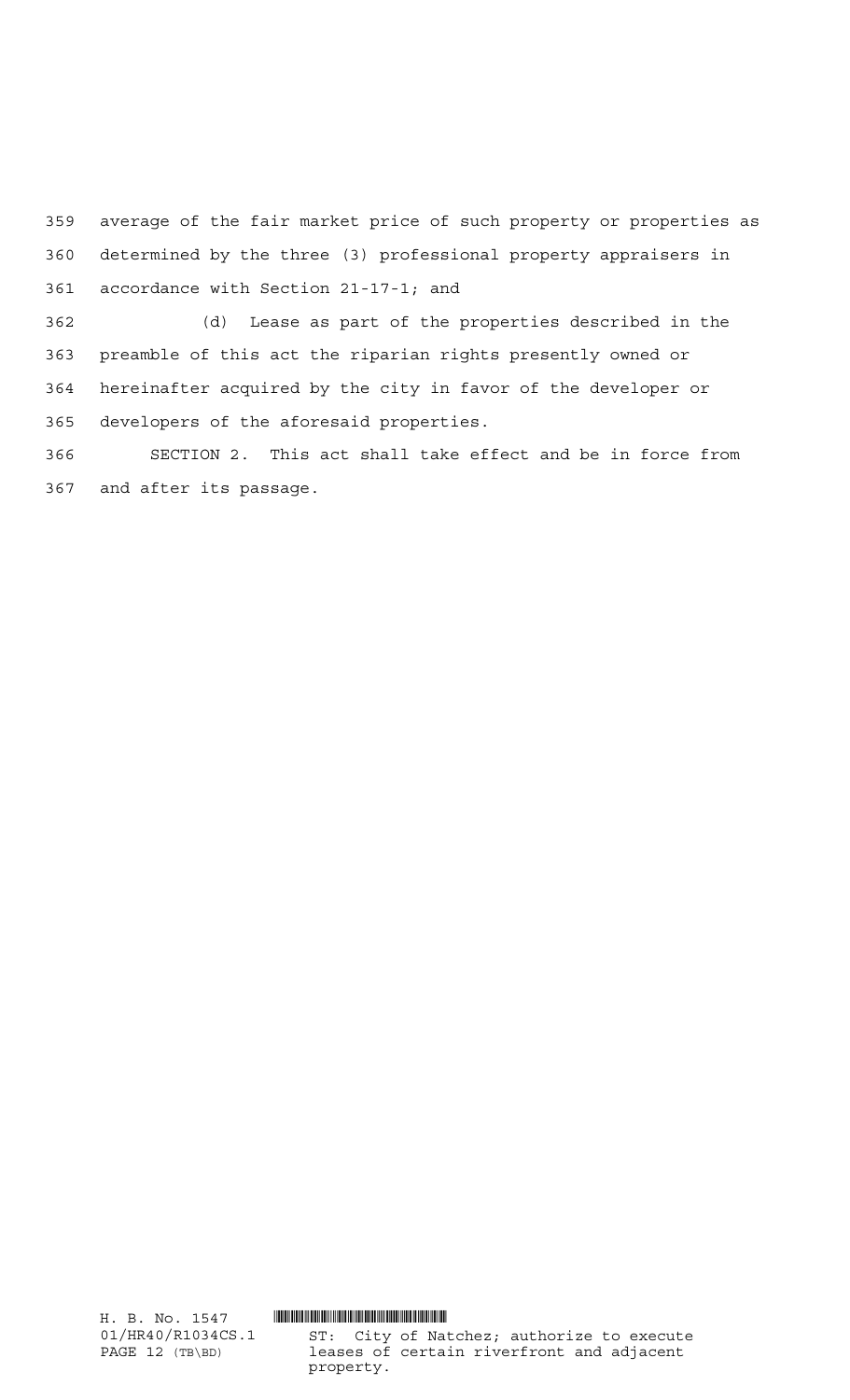average of the fair market price of such property or properties as determined by the three (3) professional property appraisers in accordance with Section 21-17-1; and

(d) Lease as part of the properties described in the preamble of this act the riparian rights presently owned or hereinafter acquired by the city in favor of the developer or developers of the aforesaid properties.

SECTION 2. This act shall take effect and be in force from and after its passage.